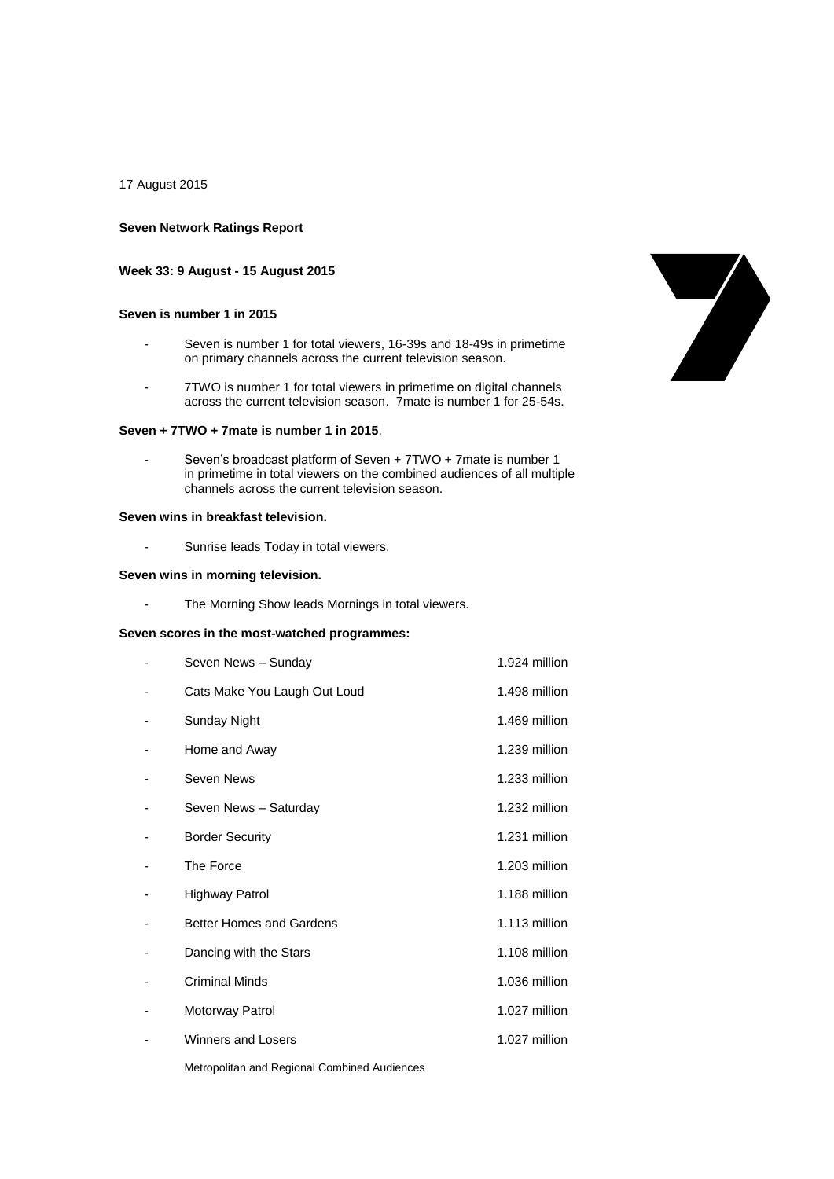17 August 2015

**Seven Network Ratings Report**

**Week 33: 9 August - 15 August 2015**

**Seven is number 1 in 2015**

- Seven is number 1 for total viewers, 16-39s and 18-49s in primetime on primary channels across the current television season.
- 7TWO is number 1 for total viewers in primetime on digital channels across the current television season. 7mate is number 1 for 25-54s.

**Seven + 7TWO + 7mate is number 1 in 2015**.

- Seven's broadcast platform of Seven + 7TWO + 7mate is number 1 in primetime in total viewers on the combined audiences of all multiple channels across the current television season.

**Seven wins in breakfast television.**

- Sunrise leads Today in total viewers.

**Seven wins in morning television.**

- The Morning Show leads Mornings in total viewers.

**Seven scores in the most-watched programmes:**

| Programme | Audience |
|---|---|
| Seven News – Sunday | 1.924 million |
| Cats Make You Laugh Out Loud | 1.498 million |
| Sunday Night | 1.469 million |
| Home and Away | 1.239 million |
| Seven News | 1.233 million |
| Seven News – Saturday | 1.232 million |
| Border Security | 1.231 million |
| The Force | 1.203 million |
| Highway Patrol | 1.188 million |
| Better Homes and Gardens | 1.113 million |
| Dancing with the Stars | 1.108 million |
| Criminal Minds | 1.036 million |
| Motorway Patrol | 1.027 million |
| Winners and Losers | 1.027 million |

Metropolitan and Regional Combined Audiences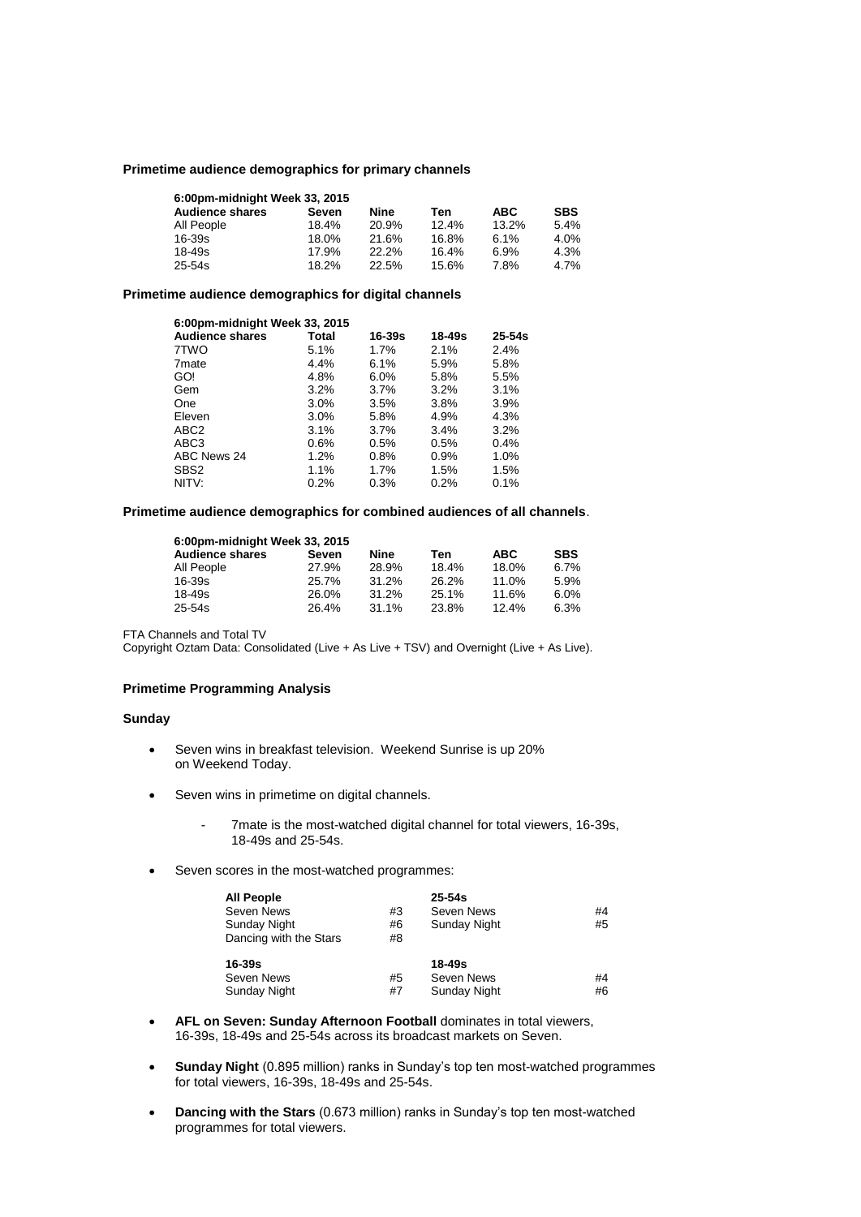**Primetime audience demographics for primary channels**

| 6:00pm-midnight Week 33, 2015 | | | | | |
|---|---|---|---|---|---|
| **Audience shares** | **Seven** | **Nine** | **Ten** | **ABC** | **SBS** |
| All People | 18.4% | 20.9% | 12.4% | 13.2% | 5.4% |
| 16-39s | 18.0% | 21.6% | 16.8% | 6.1% | 4.0% |
| 18-49s | 17.9% | 22.2% | 16.4% | 6.9% | 4.3% |
| 25-54s | 18.2% | 22.5% | 15.6% | 7.8% | 4.7% |

**Primetime audience demographics for digital channels**

| 6:00pm-midnight Week 33, 2015 | | | | |
|---|---|---|---|---|
| **Audience shares** | **Total** | **16-39s** | **18-49s** | **25-54s** |
| 7TWO | 5.1% | 1.7% | 2.1% | 2.4% |
| 7mate | 4.4% | 6.1% | 5.9% | 5.8% |
| GO! | 4.8% | 6.0% | 5.8% | 5.5% |
| Gem | 3.2% | 3.7% | 3.2% | 3.1% |
| One | 3.0% | 3.5% | 3.8% | 3.9% |
| Eleven | 3.0% | 5.8% | 4.9% | 4.3% |
| ABC2 | 3.1% | 3.7% | 3.4% | 3.2% |
| ABC3 | 0.6% | 0.5% | 0.5% | 0.4% |
| ABC News 24 | 1.2% | 0.8% | 0.9% | 1.0% |
| SBS2 | 1.1% | 1.7% | 1.5% | 1.5% |
| NITV: | 0.2% | 0.3% | 0.2% | 0.1% |

**Primetime audience demographics for combined audiences of all channels**.

| 6:00pm-midnight Week 33, 2015 | | | | | |
|---|---|---|---|---|---|
| **Audience shares** | **Seven** | **Nine** | **Ten** | **ABC** | **SBS** |
| All People | 27.9% | 28.9% | 18.4% | 18.0% | 6.7% |
| 16-39s | 25.7% | 31.2% | 26.2% | 11.0% | 5.9% |
| 18-49s | 26.0% | 31.2% | 25.1% | 11.6% | 6.0% |
| 25-54s | 26.4% | 31.1% | 23.8% | 12.4% | 6.3% |

FTA Channels and Total TV
Copyright Oztam Data: Consolidated (Live + As Live + TSV) and Overnight (Live + As Live).

**Primetime Programming Analysis**

**Sunday**

- Seven wins in breakfast television. Weekend Sunrise is up 20% on Weekend Today.
- Seven wins in primetime on digital channels.
  - 7mate is the most-watched digital channel for total viewers, 16-39s, 18-49s and 25-54s.
- Seven scores in the most-watched programmes:

| **All People** | | **25-54s** | |
|---|---|---|---|
| Seven News | #3 | Seven News | #4 |
| Sunday Night | #6 | Sunday Night | #5 |
| Dancing with the Stars | #8 | | |
| **16-39s** | | **18-49s** | |
| Seven News | #5 | Seven News | #4 |
| Sunday Night | #7 | Sunday Night | #6 |

- **AFL on Seven: Sunday Afternoon Football** dominates in total viewers, 16-39s, 18-49s and 25-54s across its broadcast markets on Seven.
- **Sunday Night** (0.895 million) ranks in Sunday's top ten most-watched programmes for total viewers, 16-39s, 18-49s and 25-54s.
- **Dancing with the Stars** (0.673 million) ranks in Sunday's top ten most-watched programmes for total viewers.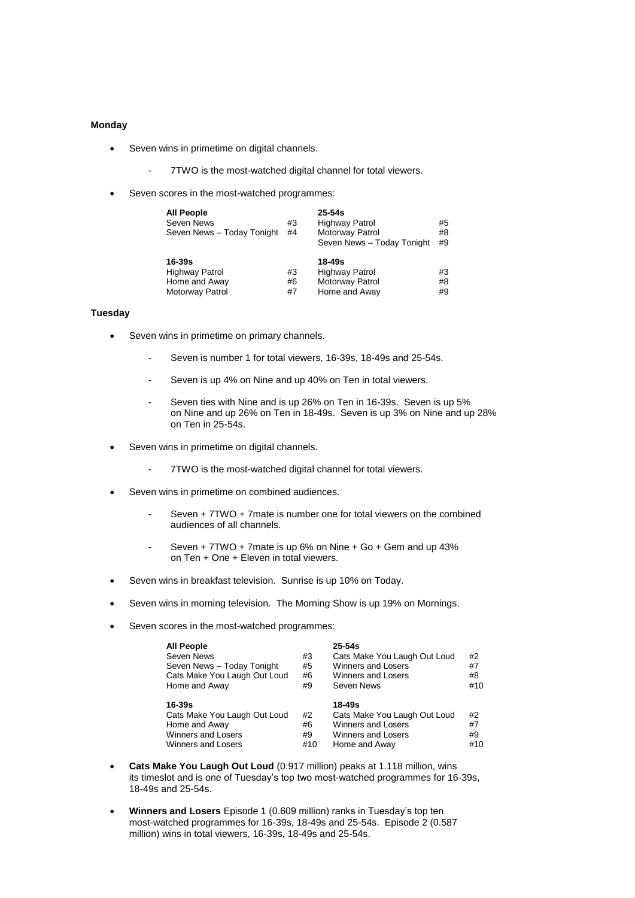**Monday**

- Seven wins in primetime on digital channels.
    - 7TWO is the most-watched digital channel for total viewers.
- Seven scores in the most-watched programmes:

| **All People** | | **25-54s** | |
|---|---|---|---|
| Seven News | #3 | Highway Patrol | #5 |
| Seven News – Today Tonight | #4 | Motorway Patrol | #8 |
| | | Seven News – Today Tonight | #9 |
| **16-39s** | | **18-49s** | |
| Highway Patrol | #3 | Highway Patrol | #3 |
| Home and Away | #6 | Motorway Patrol | #8 |
| Motorway Patrol | #7 | Home and Away | #9 |

**Tuesday**

- Seven wins in primetime on primary channels.
    - Seven is number 1 for total viewers, 16-39s, 18-49s and 25-54s.
    - Seven is up 4% on Nine and up 40% on Ten in total viewers.
    - Seven ties with Nine and is up 26% on Ten in 16-39s. Seven is up 5% on Nine and up 26% on Ten in 18-49s. Seven is up 3% on Nine and up 28% on Ten in 25-54s.
- Seven wins in primetime on digital channels.
    - 7TWO is the most-watched digital channel for total viewers.
- Seven wins in primetime on combined audiences.
    - Seven + 7TWO + 7mate is number one for total viewers on the combined audiences of all channels.
    - Seven + 7TWO + 7mate is up 6% on Nine + Go + Gem and up 43% on Ten + One + Eleven in total viewers.
- Seven wins in breakfast television. Sunrise is up 10% on Today.
- Seven wins in morning television. The Morning Show is up 19% on Mornings.
- Seven scores in the most-watched programmes:

| **All People** | | **25-54s** | |
|---|---|---|---|
| Seven News | #3 | Cats Make You Laugh Out Loud | #2 |
| Seven News – Today Tonight | #5 | Winners and Losers | #7 |
| Cats Make You Laugh Out Loud | #6 | Winners and Losers | #8 |
| Home and Away | #9 | Seven News | #10 |
| **16-39s** | | **18-49s** | |
| Cats Make You Laugh Out Loud | #2 | Cats Make You Laugh Out Loud | #2 |
| Home and Away | #6 | Winners and Losers | #7 |
| Winners and Losers | #9 | Winners and Losers | #9 |
| Winners and Losers | #10 | Home and Away | #10 |

- **Cats Make You Laugh Out Loud** (0.917 million) peaks at 1.118 million, wins its timeslot and is one of Tuesday's top two most-watched programmes for 16-39s, 18-49s and 25-54s.
- **Winners and Losers** Episode 1 (0.609 million) ranks in Tuesday's top ten most-watched programmes for 16-39s, 18-49s and 25-54s. Episode 2 (0.587 million) wins in total viewers, 16-39s, 18-49s and 25-54s.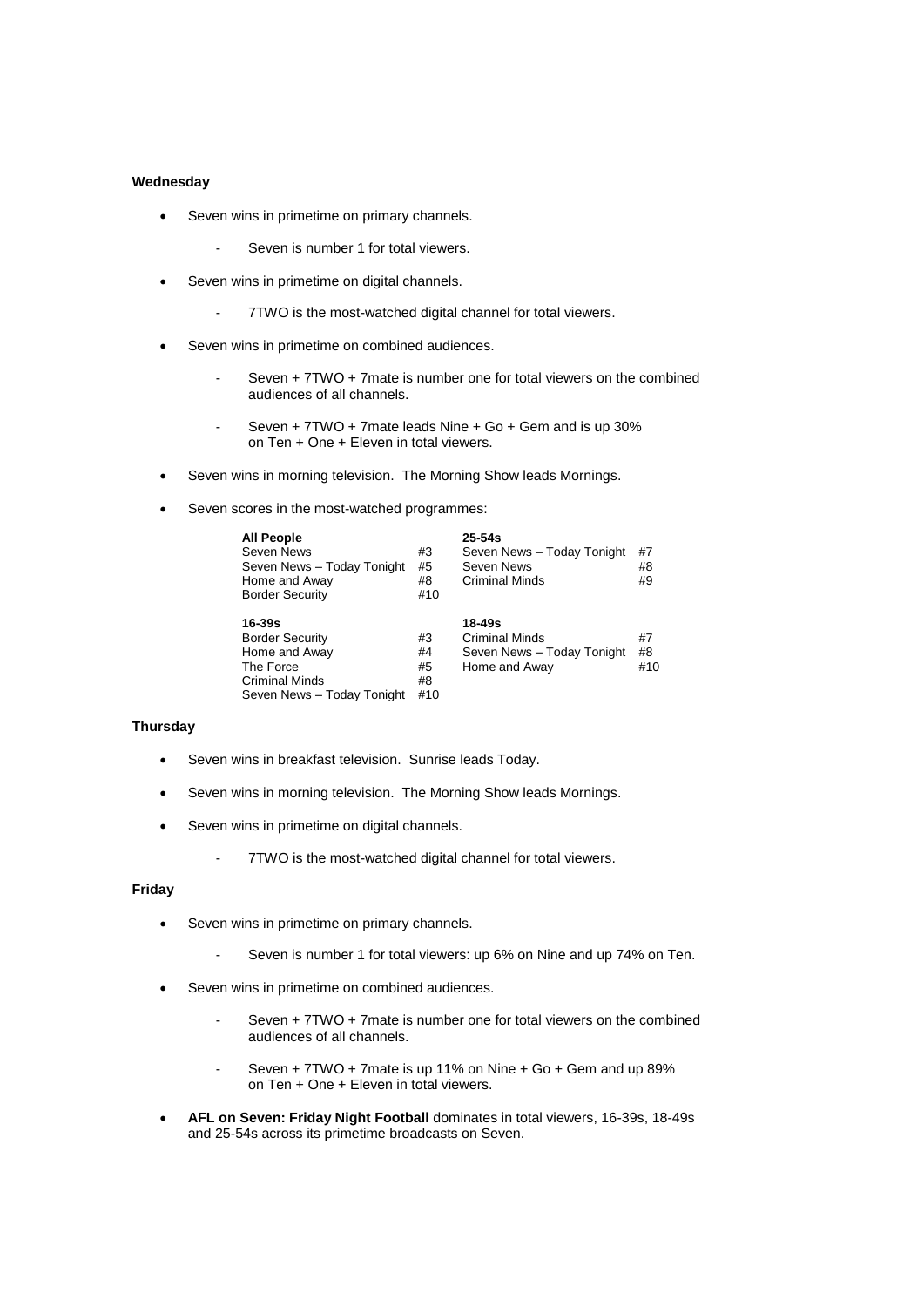**Wednesday**

- Seven wins in primetime on primary channels.
    - Seven is number 1 for total viewers.
- Seven wins in primetime on digital channels.
    - 7TWO is the most-watched digital channel for total viewers.
- Seven wins in primetime on combined audiences.
    - Seven + 7TWO + 7mate is number one for total viewers on the combined audiences of all channels.
    - Seven + 7TWO + 7mate leads Nine + Go + Gem and is up 30% on Ten + One + Eleven in total viewers.
- Seven wins in morning television. The Morning Show leads Mornings.
- Seven scores in the most-watched programmes:

| **All People** | | **25-54s** | |
|---|---|---|---|
| Seven News | #3 | Seven News – Today Tonight | #7 |
| Seven News – Today Tonight | #5 | Seven News | #8 |
| Home and Away | #8 | Criminal Minds | #9 |
| Border Security | #10 | | |

| **16-39s** | | **18-49s** | |
|---|---|---|---|
| Border Security | #3 | Criminal Minds | #7 |
| Home and Away | #4 | Seven News – Today Tonight | #8 |
| The Force | #5 | Home and Away | #10 |
| Criminal Minds | #8 | | |
| Seven News – Today Tonight | #10 | | |

**Thursday**

- Seven wins in breakfast television. Sunrise leads Today.
- Seven wins in morning television. The Morning Show leads Mornings.
- Seven wins in primetime on digital channels.
    - 7TWO is the most-watched digital channel for total viewers.

**Friday**

- Seven wins in primetime on primary channels.
    - Seven is number 1 for total viewers: up 6% on Nine and up 74% on Ten.
- Seven wins in primetime on combined audiences.
    - Seven + 7TWO + 7mate is number one for total viewers on the combined audiences of all channels.
    - Seven + 7TWO + 7mate is up 11% on Nine + Go + Gem and up 89% on Ten + One + Eleven in total viewers.
- **AFL on Seven: Friday Night Football** dominates in total viewers, 16-39s, 18-49s and 25-54s across its primetime broadcasts on Seven.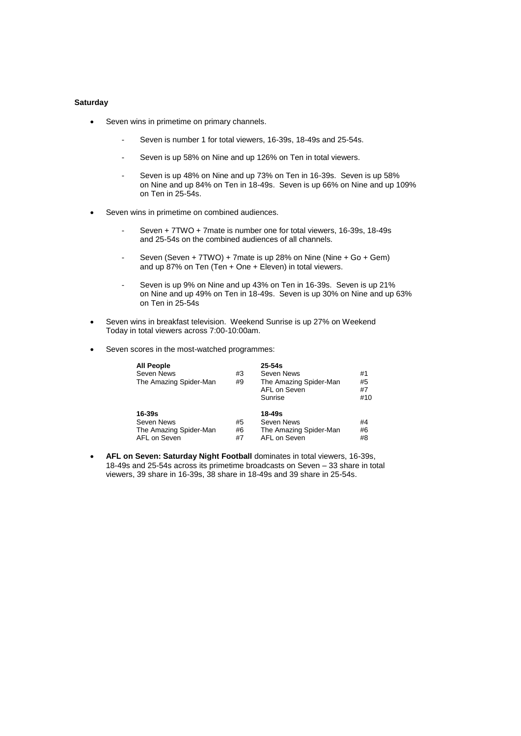**Saturday**

- Seven wins in primetime on primary channels.
  - Seven is number 1 for total viewers, 16-39s, 18-49s and 25-54s.
  - Seven is up 58% on Nine and up 126% on Ten in total viewers.
  - Seven is up 48% on Nine and up 73% on Ten in 16-39s. Seven is up 58% on Nine and up 84% on Ten in 18-49s. Seven is up 66% on Nine and up 109% on Ten in 25-54s.
- Seven wins in primetime on combined audiences.
  - Seven + 7TWO + 7mate is number one for total viewers, 16-39s, 18-49s and 25-54s on the combined audiences of all channels.
  - Seven (Seven + 7TWO) + 7mate is up 28% on Nine (Nine + Go + Gem) and up 87% on Ten (Ten + One + Eleven) in total viewers.
  - Seven is up 9% on Nine and up 43% on Ten in 16-39s. Seven is up 21% on Nine and up 49% on Ten in 18-49s. Seven is up 30% on Nine and up 63% on Ten in 25-54s
- Seven wins in breakfast television. Weekend Sunrise is up 27% on Weekend Today in total viewers across 7:00-10:00am.
- Seven scores in the most-watched programmes:

| **All People** | | **25-54s** | |
|---|---|---|---|
| Seven News | #3 | Seven News | #1 |
| The Amazing Spider-Man | #9 | The Amazing Spider-Man | #5 |
| | | AFL on Seven | #7 |
| | | Sunrise | #10 |

| **16-39s** | | **18-49s** | |
|---|---|---|---|
| Seven News | #5 | Seven News | #4 |
| The Amazing Spider-Man | #6 | The Amazing Spider-Man | #6 |
| AFL on Seven | #7 | AFL on Seven | #8 |

- **AFL on Seven: Saturday Night Football** dominates in total viewers, 16-39s, 18-49s and 25-54s across its primetime broadcasts on Seven – 33 share in total viewers, 39 share in 16-39s, 38 share in 18-49s and 39 share in 25-54s.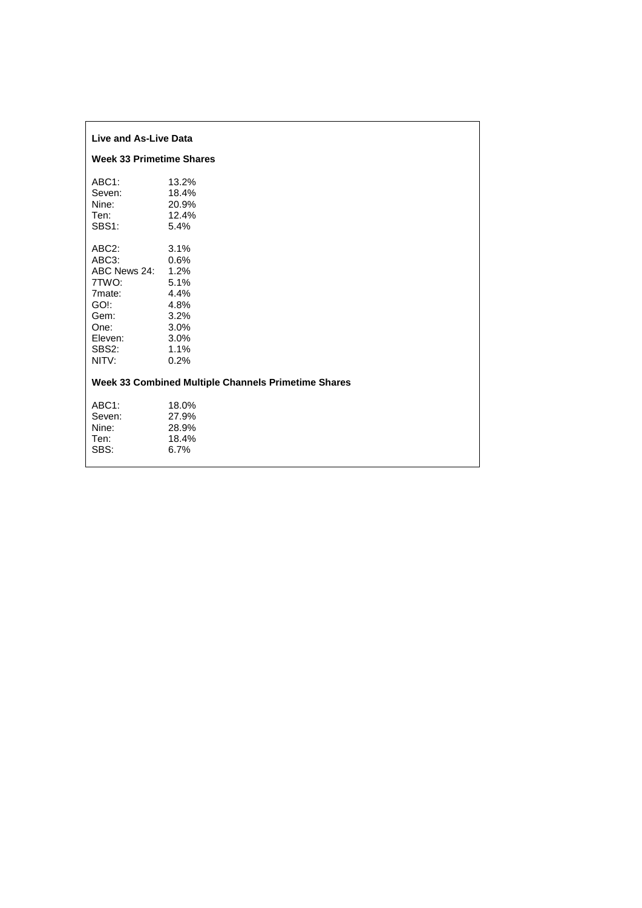**Live and As-Live Data**

**Week 33 Primetime Shares**

| | |
|---|---|
| ABC1: | 13.2% |
| Seven: | 18.4% |
| Nine: | 20.9% |
| Ten: | 12.4% |
| SBS1: | 5.4% |

| | |
|---|---|
| ABC2: | 3.1% |
| ABC3: | 0.6% |
| ABC News 24: | 1.2% |
| 7TWO: | 5.1% |
| 7mate: | 4.4% |
| GO!: | 4.8% |
| Gem: | 3.2% |
| One: | 3.0% |
| Eleven: | 3.0% |
| SBS2: | 1.1% |
| NITV: | 0.2% |

**Week 33 Combined Multiple Channels Primetime Shares**

| | |
|---|---|
| ABC1: | 18.0% |
| Seven: | 27.9% |
| Nine: | 28.9% |
| Ten: | 18.4% |
| SBS: | 6.7% |